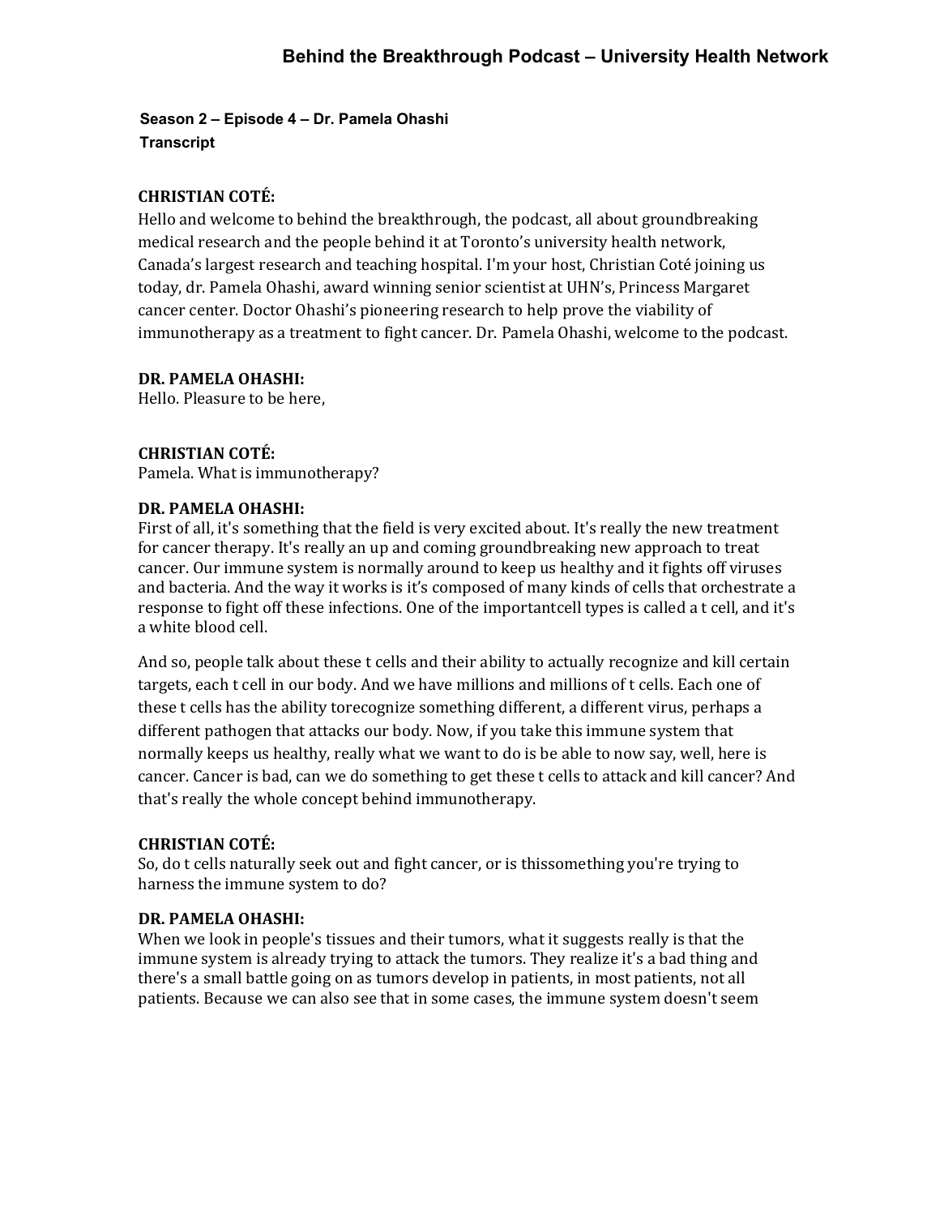# Behind the Breakthrough Podcast – University Health Network

**Season 2 – Episode 4 – Dr. Pamela Ohashi**
**Transcript**

**CHRISTIAN COTÉ:**
Hello and welcome to behind the breakthrough, the podcast, all about groundbreaking medical research and the people behind it at Toronto's university health network, Canada's largest research and teaching hospital. I'm your host, Christian Coté joining us today, dr. Pamela Ohashi, award winning senior scientist at UHN's, Princess Margaret cancer center. Doctor Ohashi's pioneering research to help prove the viability of immunotherapy as a treatment to fight cancer. Dr. Pamela Ohashi, welcome to the podcast.

**DR. PAMELA OHASHI:**
Hello. Pleasure to be here,

**CHRISTIAN COTÉ:**
Pamela. What is immunotherapy?

**DR. PAMELA OHASHI:**
First of all, it's something that the field is very excited about. It's really the new treatment for cancer therapy. It's really an up and coming groundbreaking new approach to treat cancer. Our immune system is normally around to keep us healthy and it fights off viruses and bacteria. And the way it works is it's composed of many kinds of cells that orchestrate a response to fight off these infections. One of the importantcell types is called a t cell, and it's a white blood cell.

And so, people talk about these t cells and their ability to actually recognize and kill certain targets, each t cell in our body. And we have millions and millions of t cells. Each one of these t cells has the ability torecognize something different, a different virus, perhaps a different pathogen that attacks our body. Now, if you take this immune system that normally keeps us healthy, really what we want to do is be able to now say, well, here is cancer. Cancer is bad, can we do something to get these t cells to attack and kill cancer? And that's really the whole concept behind immunotherapy.

**CHRISTIAN COTÉ:**
So, do t cells naturally seek out and fight cancer, or is thissomething you're trying to harness the immune system to do?

**DR. PAMELA OHASHI:**
When we look in people's tissues and their tumors, what it suggests really is that the immune system is already trying to attack the tumors. They realize it's a bad thing and there's a small battle going on as tumors develop in patients, in most patients, not all patients. Because we can also see that in some cases, the immune system doesn't seem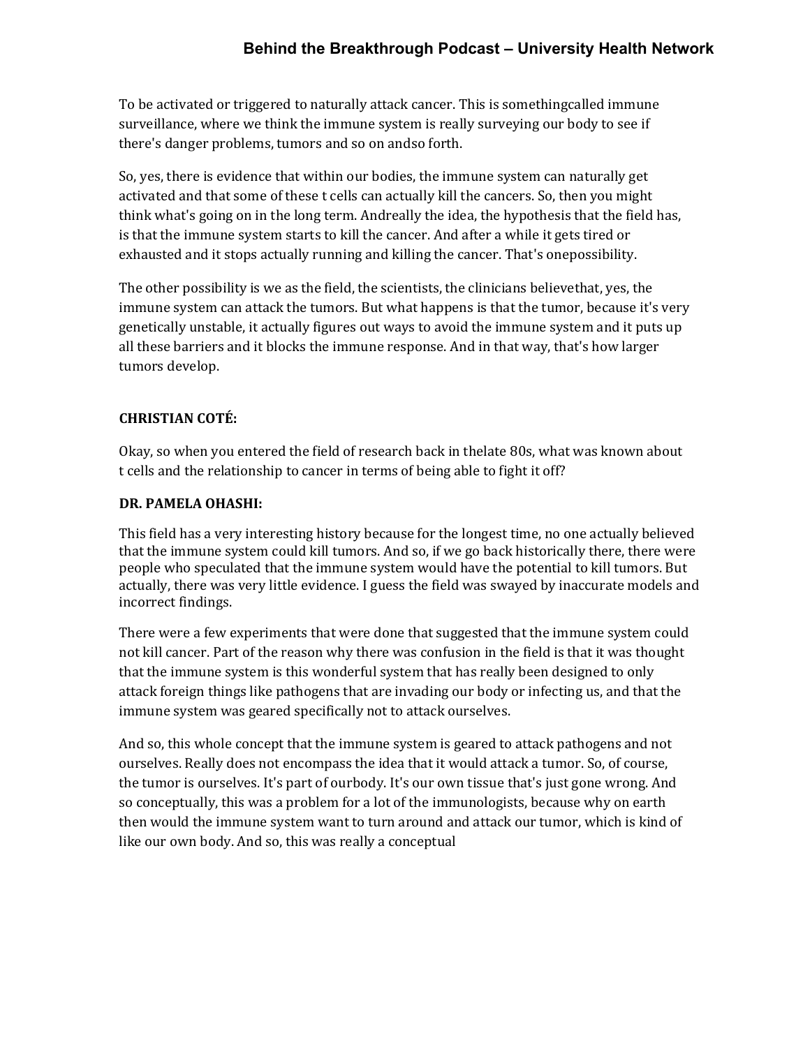To be activated or triggered to naturally attack cancer. This is somethingcalled immune surveillance, where we think the immune system is really surveying our body to see if there's danger problems, tumors and so on andso forth.

So, yes, there is evidence that within our bodies, the immune system can naturally get activated and that some of these t cells can actually kill the cancers. So, then you might think what's going on in the long term. Andreally the idea, the hypothesis that the field has, is that the immune system starts to kill the cancer. And after a while it gets tired or exhausted and it stops actually running and killing the cancer. That's onepossibility.

The other possibility is we as the field, the scientists, the clinicians believethat, yes, the immune system can attack the tumors. But what happens is that the tumor, because it's very genetically unstable, it actually figures out ways to avoid the immune system and it puts up all these barriers and it blocks the immune response. And in that way, that's how larger tumors develop.

**CHRISTIAN COTÉ:**

Okay, so when you entered the field of research back in thelate 80s, what was known about t cells and the relationship to cancer in terms of being able to fight it off?

**DR. PAMELA OHASHI:**

This field has a very interesting history because for the longest time, no one actually believed that the immune system could kill tumors. And so, if we go back historically there, there were people who speculated that the immune system would have the potential to kill tumors. But actually, there was very little evidence. I guess the field was swayed by inaccurate models and incorrect findings.

There were a few experiments that were done that suggested that the immune system could not kill cancer. Part of the reason why there was confusion in the field is that it was thought that the immune system is this wonderful system that has really been designed to only attack foreign things like pathogens that are invading our body or infecting us, and that the immune system was geared specifically not to attack ourselves.

And so, this whole concept that the immune system is geared to attack pathogens and not ourselves. Really does not encompass the idea that it would attack a tumor. So, of course, the tumor is ourselves. It's part of ourbody. It's our own tissue that's just gone wrong. And so conceptually, this was a problem for a lot of the immunologists, because why on earth then would the immune system want to turn around and attack our tumor, which is kind of like our own body. And so, this was really a conceptual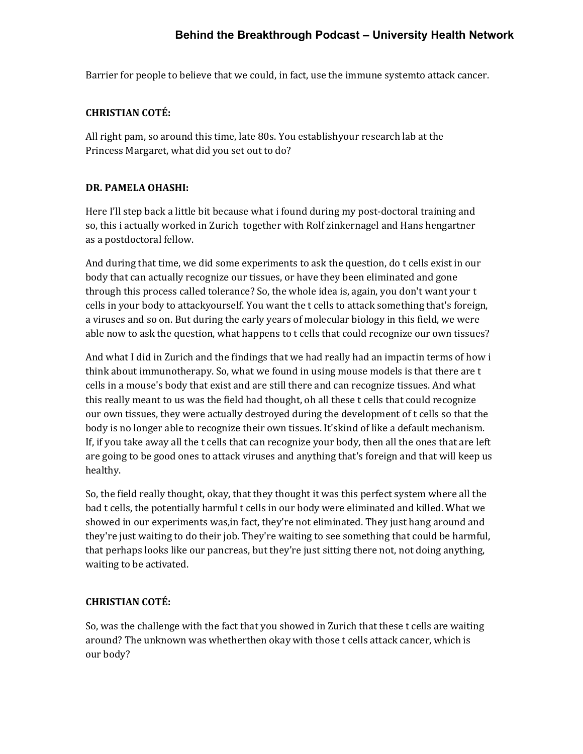Barrier for people to believe that we could, in fact, use the immune systemto attack cancer.

**CHRISTIAN COTÉ:**

All right pam, so around this time, late 80s. You establishyour research lab at the Princess Margaret, what did you set out to do?

**DR. PAMELA OHASHI:**

Here I'll step back a little bit because what i found during my post-doctoral training and so, this i actually worked in Zurich together with Rolf zinkernagel and Hans hengartner as a postdoctoral fellow.

And during that time, we did some experiments to ask the question, do t cells exist in our body that can actually recognize our tissues, or have they been eliminated and gone through this process called tolerance? So, the whole idea is, again, you don't want your t cells in your body to attackyourself. You want the t cells to attack something that's foreign, a viruses and so on. But during the early years of molecular biology in this field, we were able now to ask the question, what happens to t cells that could recognize our own tissues?

And what I did in Zurich and the findings that we had really had an impactin terms of how i think about immunotherapy. So, what we found in using mouse models is that there are t cells in a mouse's body that exist and are still there and can recognize tissues. And what this really meant to us was the field had thought, oh all these t cells that could recognize our own tissues, they were actually destroyed during the development of t cells so that the body is no longer able to recognize their own tissues. It'skind of like a default mechanism. If, if you take away all the t cells that can recognize your body, then all the ones that are left are going to be good ones to attack viruses and anything that's foreign and that will keep us healthy.

So, the field really thought, okay, that they thought it was this perfect system where all the bad t cells, the potentially harmful t cells in our body were eliminated and killed. What we showed in our experiments was,in fact, they're not eliminated. They just hang around and they're just waiting to do their job. They're waiting to see something that could be harmful, that perhaps looks like our pancreas, but they're just sitting there not, not doing anything, waiting to be activated.

**CHRISTIAN COTÉ:**

So, was the challenge with the fact that you showed in Zurich that these t cells are waiting around? The unknown was whetherthen okay with those t cells attack cancer, which is our body?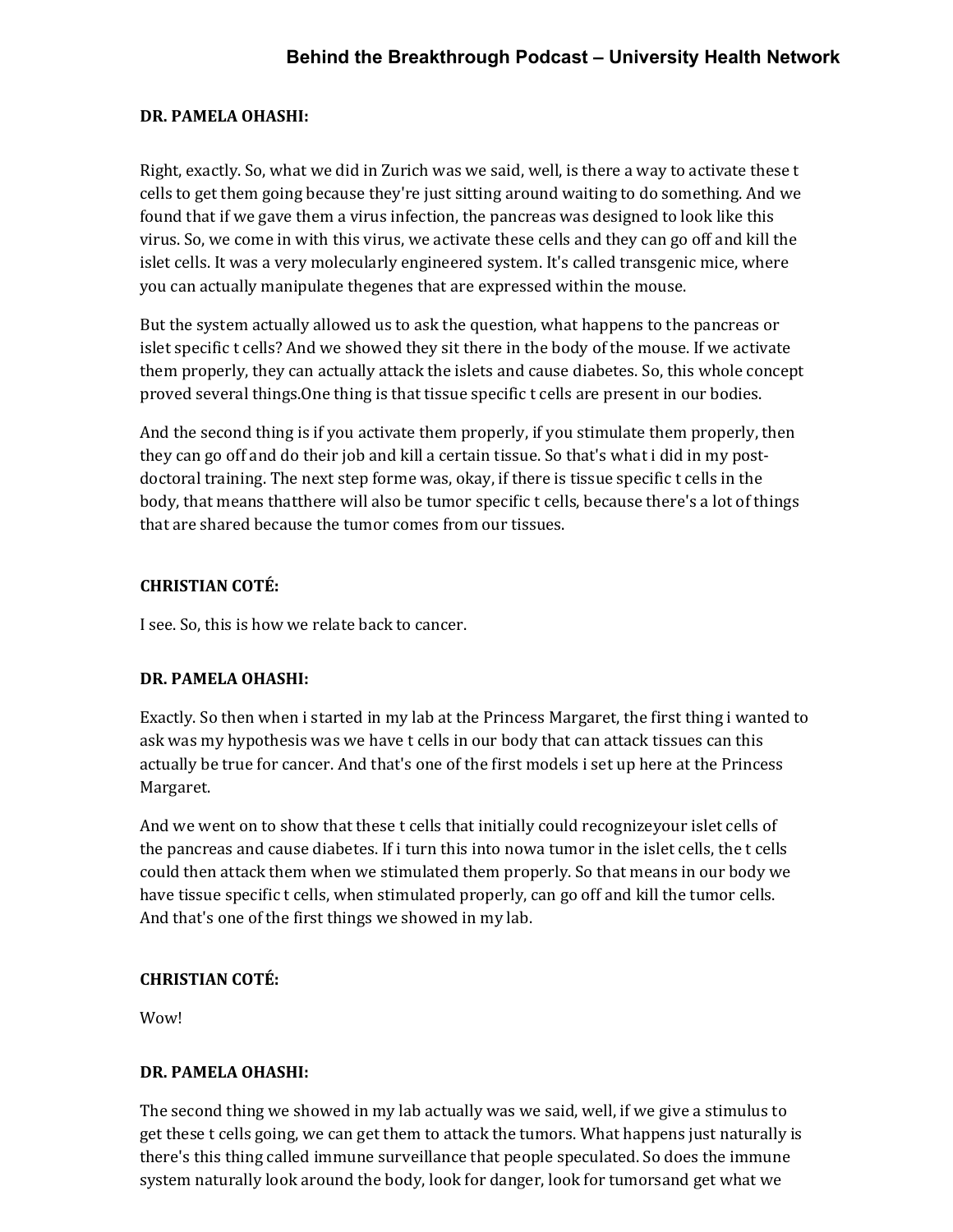**DR. PAMELA OHASHI:**

Right, exactly. So, what we did in Zurich was we said, well, is there a way to activate these t cells to get them going because they're just sitting around waiting to do something. And we found that if we gave them a virus infection, the pancreas was designed to look like this virus. So, we come in with this virus, we activate these cells and they can go off and kill the islet cells. It was a very molecularly engineered system. It's called transgenic mice, where you can actually manipulate thegenes that are expressed within the mouse.

But the system actually allowed us to ask the question, what happens to the pancreas or islet specific t cells? And we showed they sit there in the body of the mouse. If we activate them properly, they can actually attack the islets and cause diabetes. So, this whole concept proved several things.One thing is that tissue specific t cells are present in our bodies.

And the second thing is if you activate them properly, if you stimulate them properly, then they can go off and do their job and kill a certain tissue. So that's what i did in my post-doctoral training. The next step forme was, okay, if there is tissue specific t cells in the body, that means thatthere will also be tumor specific t cells, because there's a lot of things that are shared because the tumor comes from our tissues.

**CHRISTIAN COTÉ:**

I see. So, this is how we relate back to cancer.

**DR. PAMELA OHASHI:**

Exactly. So then when i started in my lab at the Princess Margaret, the first thing i wanted to ask was my hypothesis was we have t cells in our body that can attack tissues can this actually be true for cancer. And that's one of the first models i set up here at the Princess Margaret.

And we went on to show that these t cells that initially could recognizeyour islet cells of the pancreas and cause diabetes. If i turn this into nowa tumor in the islet cells, the t cells could then attack them when we stimulated them properly. So that means in our body we have tissue specific t cells, when stimulated properly, can go off and kill the tumor cells. And that's one of the first things we showed in my lab.

**CHRISTIAN COTÉ:**

Wow!

**DR. PAMELA OHASHI:**

The second thing we showed in my lab actually was we said, well, if we give a stimulus to get these t cells going, we can get them to attack the tumors. What happens just naturally is there's this thing called immune surveillance that people speculated. So does the immune system naturally look around the body, look for danger, look for tumorsand get what we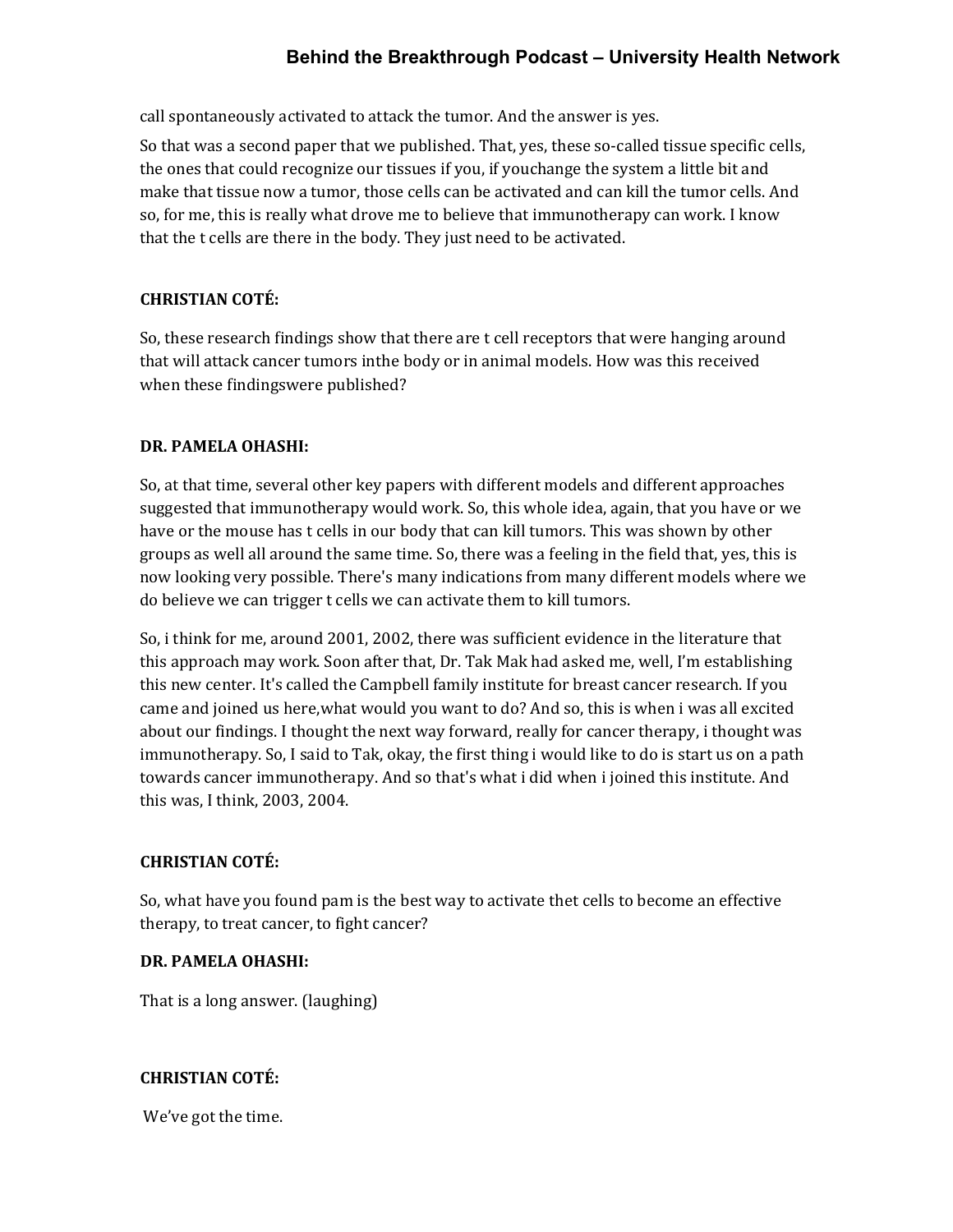call spontaneously activated to attack the tumor. And the answer is yes.

So that was a second paper that we published. That, yes, these so-called tissue specific cells, the ones that could recognize our tissues if you, if youchange the system a little bit and make that tissue now a tumor, those cells can be activated and can kill the tumor cells. And so, for me, this is really what drove me to believe that immunotherapy can work. I know that the t cells are there in the body. They just need to be activated.

**CHRISTIAN COTÉ:**

So, these research findings show that there are t cell receptors that were hanging around that will attack cancer tumors inthe body or in animal models. How was this received when these findingswere published?

**DR. PAMELA OHASHI:**

So, at that time, several other key papers with different models and different approaches suggested that immunotherapy would work. So, this whole idea, again, that you have or we have or the mouse has t cells in our body that can kill tumors. This was shown by other groups as well all around the same time. So, there was a feeling in the field that, yes, this is now looking very possible. There's many indications from many different models where we do believe we can trigger t cells we can activate them to kill tumors.

So, i think for me, around 2001, 2002, there was sufficient evidence in the literature that this approach may work. Soon after that, Dr. Tak Mak had asked me, well, I'm establishing this new center. It's called the Campbell family institute for breast cancer research. If you came and joined us here,what would you want to do? And so, this is when i was all excited about our findings. I thought the next way forward, really for cancer therapy, i thought was immunotherapy. So, I said to Tak, okay, the first thing i would like to do is start us on a path towards cancer immunotherapy. And so that's what i did when i joined this institute. And this was, I think, 2003, 2004.

**CHRISTIAN COTÉ:**

So, what have you found pam is the best way to activate thet cells to become an effective therapy, to treat cancer, to fight cancer?

**DR. PAMELA OHASHI:**

That is a long answer. (laughing)

**CHRISTIAN COTÉ:**

We've got the time.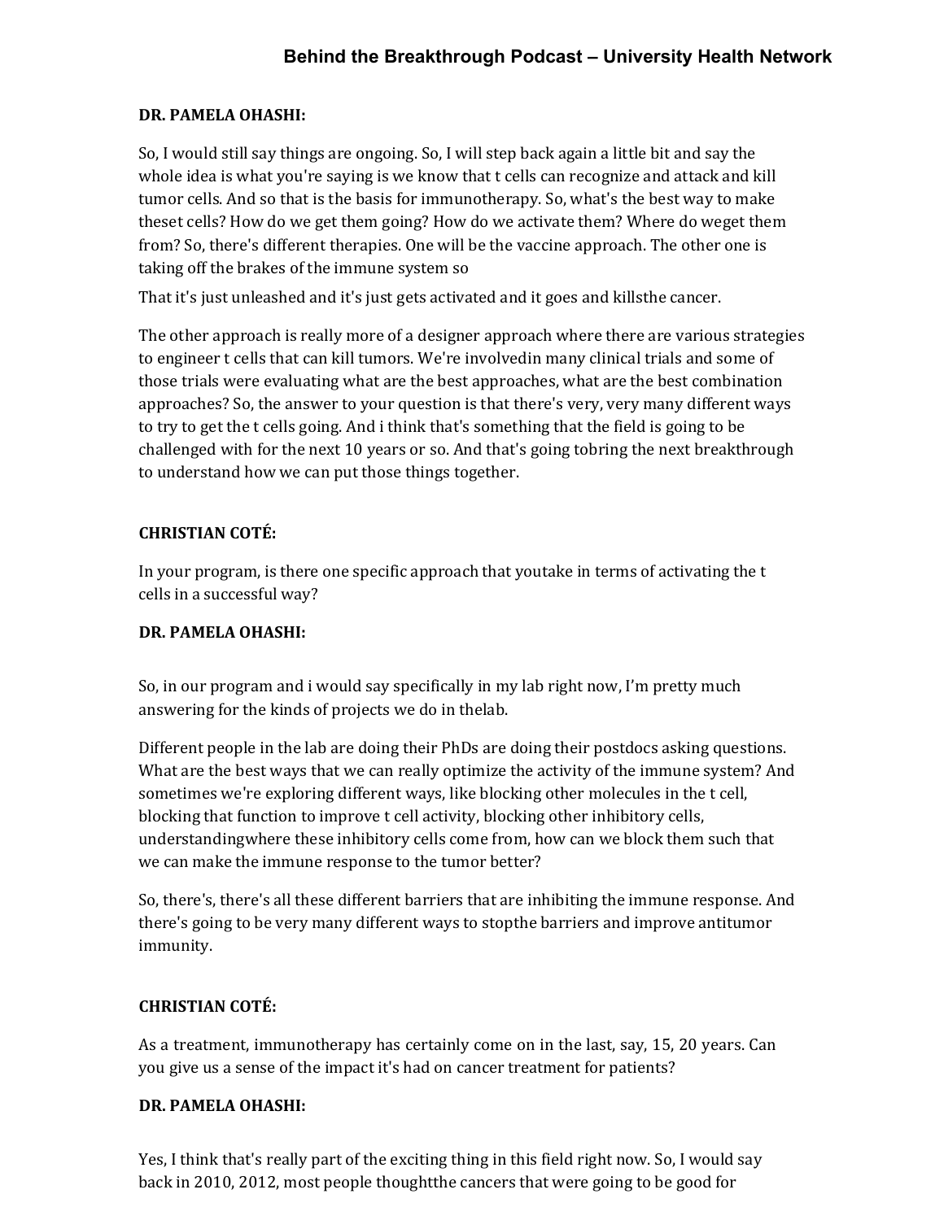**DR. PAMELA OHASHI:**

So, I would still say things are ongoing. So, I will step back again a little bit and say the whole idea is what you're saying is we know that t cells can recognize and attack and kill tumor cells. And so that is the basis for immunotherapy. So, what's the best way to make theset cells? How do we get them going? How do we activate them? Where do weget them from? So, there's different therapies. One will be the vaccine approach. The other one is taking off the brakes of the immune system so

That it's just unleashed and it's just gets activated and it goes and killsthe cancer.

The other approach is really more of a designer approach where there are various strategies to engineer t cells that can kill tumors. We're involvedin many clinical trials and some of those trials were evaluating what are the best approaches, what are the best combination approaches? So, the answer to your question is that there's very, very many different ways to try to get the t cells going. And i think that's something that the field is going to be challenged with for the next 10 years or so. And that's going tobring the next breakthrough to understand how we can put those things together.

**CHRISTIAN COTÉ:**

In your program, is there one specific approach that youtake in terms of activating the t cells in a successful way?

**DR. PAMELA OHASHI:**

So, in our program and i would say specifically in my lab right now, I'm pretty much answering for the kinds of projects we do in thelab.

Different people in the lab are doing their PhDs are doing their postdocs asking questions. What are the best ways that we can really optimize the activity of the immune system? And sometimes we're exploring different ways, like blocking other molecules in the t cell, blocking that function to improve t cell activity, blocking other inhibitory cells, understandingwhere these inhibitory cells come from, how can we block them such that we can make the immune response to the tumor better?

So, there's, there's all these different barriers that are inhibiting the immune response. And there's going to be very many different ways to stopthe barriers and improve antitumor immunity.

**CHRISTIAN COTÉ:**

As a treatment, immunotherapy has certainly come on in the last, say, 15, 20 years. Can you give us a sense of the impact it's had on cancer treatment for patients?

**DR. PAMELA OHASHI:**

Yes, I think that's really part of the exciting thing in this field right now. So, I would say back in 2010, 2012, most people thoughtthe cancers that were going to be good for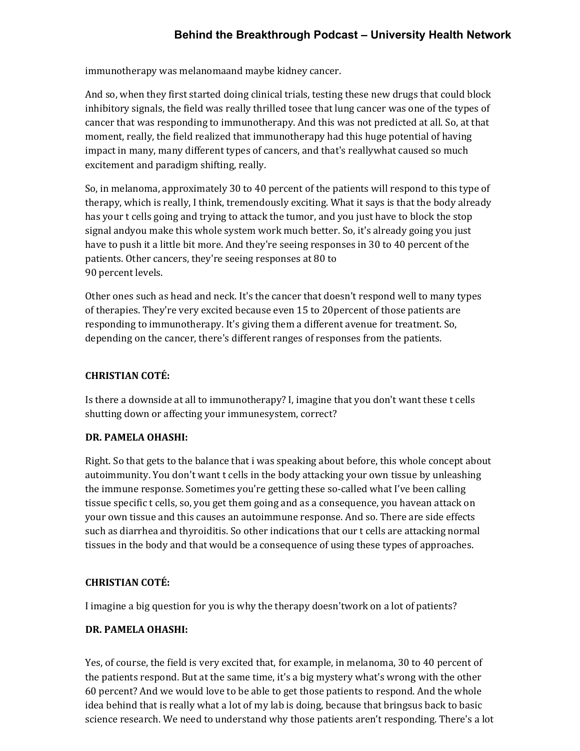immunotherapy was melanomaand maybe kidney cancer.

And so, when they first started doing clinical trials, testing these new drugs that could block inhibitory signals, the field was really thrilled tosee that lung cancer was one of the types of cancer that was responding to immunotherapy. And this was not predicted at all. So, at that moment, really, the field realized that immunotherapy had this huge potential of having impact in many, many different types of cancers, and that's reallywhat caused so much excitement and paradigm shifting, really.

So, in melanoma, approximately 30 to 40 percent of the patients will respond to this type of therapy, which is really, I think, tremendously exciting. What it says is that the body already has your t cells going and trying to attack the tumor, and you just have to block the stop signal andyou make this whole system work much better. So, it's already going you just have to push it a little bit more. And they're seeing responses in 30 to 40 percent of the patients. Other cancers, they're seeing responses at 80 to
90 percent levels.

Other ones such as head and neck. It's the cancer that doesn't respond well to many types of therapies. They're very excited because even 15 to 20percent of those patients are responding to immunotherapy. It's giving them a different avenue for treatment. So, depending on the cancer, there's different ranges of responses from the patients.

**CHRISTIAN COTÉ:**

Is there a downside at all to immunotherapy? I, imagine that you don't want these t cells shutting down or affecting your immunesystem, correct?

**DR. PAMELA OHASHI:**

Right. So that gets to the balance that i was speaking about before, this whole concept about autoimmunity. You don't want t cells in the body attacking your own tissue by unleashing the immune response. Sometimes you're getting these so-called what I've been calling tissue specific t cells, so, you get them going and as a consequence, you havean attack on your own tissue and this causes an autoimmune response. And so. There are side effects such as diarrhea and thyroiditis. So other indications that our t cells are attacking normal tissues in the body and that would be a consequence of using these types of approaches.

**CHRISTIAN COTÉ:**

I imagine a big question for you is why the therapy doesn'twork on a lot of patients?

**DR. PAMELA OHASHI:**

Yes, of course, the field is very excited that, for example, in melanoma, 30 to 40 percent of the patients respond. But at the same time, it's a big mystery what's wrong with the other 60 percent? And we would love to be able to get those patients to respond. And the whole idea behind that is really what a lot of my lab is doing, because that bringsus back to basic science research. We need to understand why those patients aren't responding. There's a lot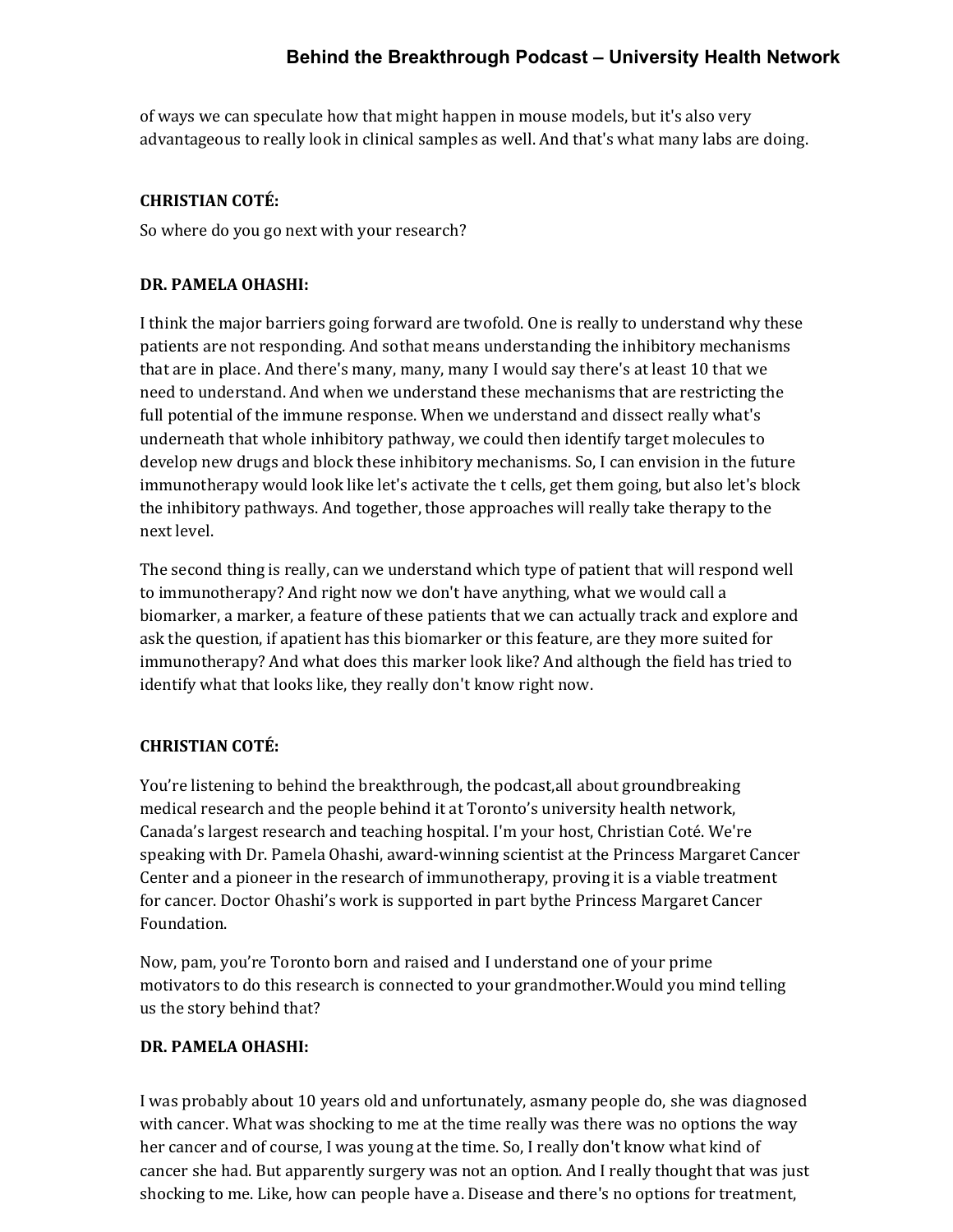of ways we can speculate how that might happen in mouse models, but it's also very advantageous to really look in clinical samples as well. And that's what many labs are doing.

**CHRISTIAN COTÉ:**

So where do you go next with your research?

**DR. PAMELA OHASHI:**

I think the major barriers going forward are twofold. One is really to understand why these patients are not responding. And sothat means understanding the inhibitory mechanisms that are in place. And there's many, many, many I would say there's at least 10 that we need to understand. And when we understand these mechanisms that are restricting the full potential of the immune response. When we understand and dissect really what's underneath that whole inhibitory pathway, we could then identify target molecules to develop new drugs and block these inhibitory mechanisms. So, I can envision in the future immunotherapy would look like let's activate the t cells, get them going, but also let's block the inhibitory pathways. And together, those approaches will really take therapy to the next level.

The second thing is really, can we understand which type of patient that will respond well to immunotherapy? And right now we don't have anything, what we would call a biomarker, a marker, a feature of these patients that we can actually track and explore and ask the question, if apatient has this biomarker or this feature, are they more suited for immunotherapy? And what does this marker look like? And although the field has tried to identify what that looks like, they really don't know right now.

**CHRISTIAN COTÉ:**

You're listening to behind the breakthrough, the podcast,all about groundbreaking medical research and the people behind it at Toronto's university health network, Canada's largest research and teaching hospital. I'm your host, Christian Coté. We're speaking with Dr. Pamela Ohashi, award-winning scientist at the Princess Margaret Cancer Center and a pioneer in the research of immunotherapy, proving it is a viable treatment for cancer. Doctor Ohashi's work is supported in part bythe Princess Margaret Cancer Foundation.

Now, pam, you're Toronto born and raised and I understand one of your prime motivators to do this research is connected to your grandmother.Would you mind telling us the story behind that?

**DR. PAMELA OHASHI:**

I was probably about 10 years old and unfortunately, asmany people do, she was diagnosed with cancer. What was shocking to me at the time really was there was no options the way her cancer and of course, I was young at the time. So, I really don't know what kind of cancer she had. But apparently surgery was not an option. And I really thought that was just shocking to me. Like, how can people have a. Disease and there's no options for treatment,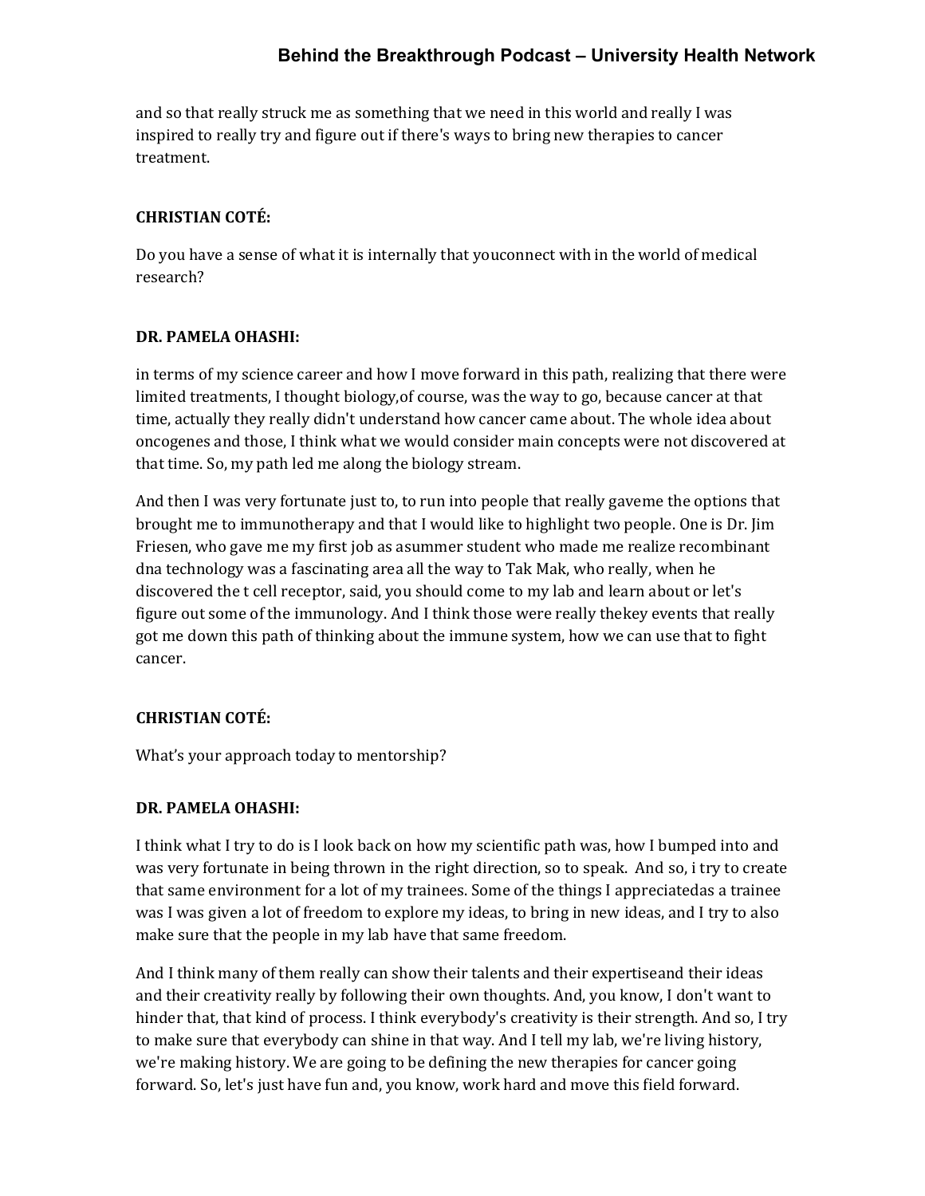and so that really struck me as something that we need in this world and really I was inspired to really try and figure out if there's ways to bring new therapies to cancer treatment.

**CHRISTIAN COTÉ:**

Do you have a sense of what it is internally that youconnect with in the world of medical research?

**DR. PAMELA OHASHI:**

in terms of my science career and how I move forward in this path, realizing that there were limited treatments, I thought biology,of course, was the way to go, because cancer at that time, actually they really didn't understand how cancer came about. The whole idea about oncogenes and those, I think what we would consider main concepts were not discovered at that time. So, my path led me along the biology stream.

And then I was very fortunate just to, to run into people that really gaveme the options that brought me to immunotherapy and that I would like to highlight two people. One is Dr. Jim Friesen, who gave me my first job as asummer student who made me realize recombinant dna technology was a fascinating area all the way to Tak Mak, who really, when he discovered the t cell receptor, said, you should come to my lab and learn about or let's figure out some of the immunology. And I think those were really thekey events that really got me down this path of thinking about the immune system, how we can use that to fight cancer.

**CHRISTIAN COTÉ:**

What's your approach today to mentorship?

**DR. PAMELA OHASHI:**

I think what I try to do is I look back on how my scientific path was, how I bumped into and was very fortunate in being thrown in the right direction, so to speak. And so, i try to create that same environment for a lot of my trainees. Some of the things I appreciatedas a trainee was I was given a lot of freedom to explore my ideas, to bring in new ideas, and I try to also make sure that the people in my lab have that same freedom.

And I think many of them really can show their talents and their expertiseand their ideas and their creativity really by following their own thoughts. And, you know, I don't want to hinder that, that kind of process. I think everybody's creativity is their strength. And so, I try to make sure that everybody can shine in that way. And I tell my lab, we're living history, we're making history. We are going to be defining the new therapies for cancer going forward. So, let's just have fun and, you know, work hard and move this field forward.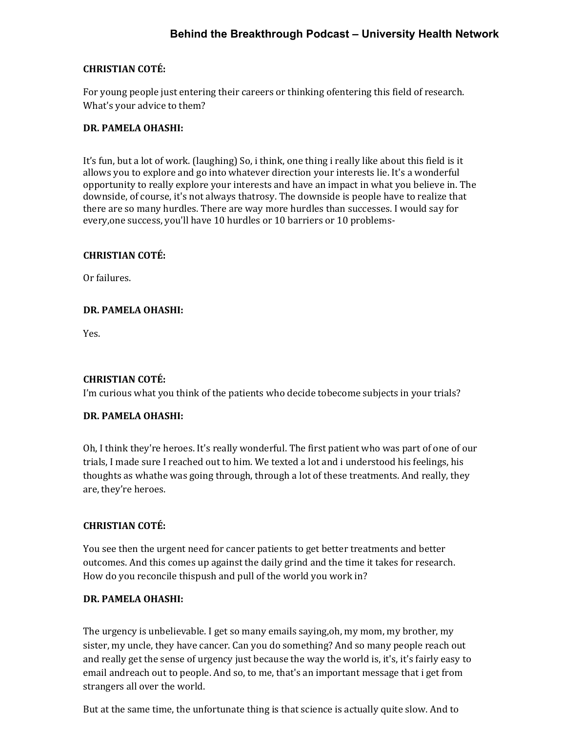**CHRISTIAN COTÉ:**

For young people just entering their careers or thinking ofentering this field of research. What's your advice to them?

**DR. PAMELA OHASHI:**

It's fun, but a lot of work. (laughing) So, i think, one thing i really like about this field is it allows you to explore and go into whatever direction your interests lie. It's a wonderful opportunity to really explore your interests and have an impact in what you believe in. The downside, of course, it's not always thatrosy. The downside is people have to realize that there are so many hurdles. There are way more hurdles than successes. I would say for every,one success, you'll have 10 hurdles or 10 barriers or 10 problems-

**CHRISTIAN COTÉ:**

Or failures.

**DR. PAMELA OHASHI:**

Yes.

**CHRISTIAN COTÉ:**

I'm curious what you think of the patients who decide tobecome subjects in your trials?

**DR. PAMELA OHASHI:**

Oh, I think they're heroes. It's really wonderful. The first patient who was part of one of our trials, I made sure I reached out to him. We texted a lot and i understood his feelings, his thoughts as whathe was going through, through a lot of these treatments. And really, they are, they're heroes.

**CHRISTIAN COTÉ:**

You see then the urgent need for cancer patients to get better treatments and better outcomes. And this comes up against the daily grind and the time it takes for research. How do you reconcile thispush and pull of the world you work in?

**DR. PAMELA OHASHI:**

The urgency is unbelievable. I get so many emails saying,oh, my mom, my brother, my sister, my uncle, they have cancer. Can you do something? And so many people reach out and really get the sense of urgency just because the way the world is, it's, it's fairly easy to email andreach out to people. And so, to me, that's an important message that i get from strangers all over the world.

But at the same time, the unfortunate thing is that science is actually quite slow. And to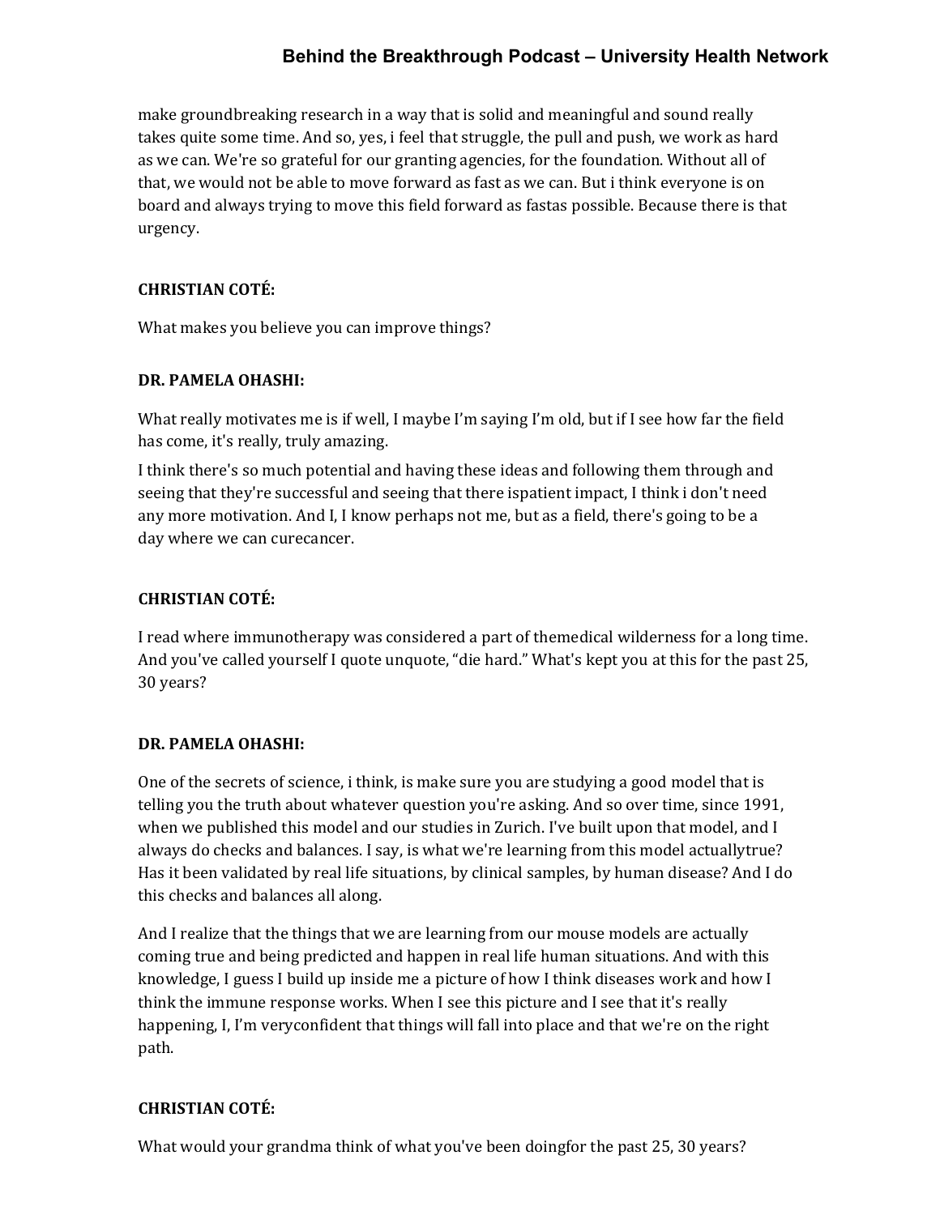make groundbreaking research in a way that is solid and meaningful and sound really takes quite some time. And so, yes, i feel that struggle, the pull and push, we work as hard as we can. We're so grateful for our granting agencies, for the foundation. Without all of that, we would not be able to move forward as fast as we can. But i think everyone is on board and always trying to move this field forward as fastas possible. Because there is that urgency.

**CHRISTIAN COTÉ:**

What makes you believe you can improve things?

**DR. PAMELA OHASHI:**

What really motivates me is if well, I maybe I'm saying I'm old, but if I see how far the field has come, it's really, truly amazing.

I think there's so much potential and having these ideas and following them through and seeing that they're successful and seeing that there ispatient impact, I think i don't need any more motivation. And I, I know perhaps not me, but as a field, there's going to be a day where we can curecancer.

**CHRISTIAN COTÉ:**

I read where immunotherapy was considered a part of themedical wilderness for a long time. And you've called yourself I quote unquote, "die hard." What's kept you at this for the past 25, 30 years?

**DR. PAMELA OHASHI:**

One of the secrets of science, i think, is make sure you are studying a good model that is telling you the truth about whatever question you're asking. And so over time, since 1991, when we published this model and our studies in Zurich. I've built upon that model, and I always do checks and balances. I say, is what we're learning from this model actuallytrue? Has it been validated by real life situations, by clinical samples, by human disease? And I do this checks and balances all along.

And I realize that the things that we are learning from our mouse models are actually coming true and being predicted and happen in real life human situations. And with this knowledge, I guess I build up inside me a picture of how I think diseases work and how I think the immune response works. When I see this picture and I see that it's really happening, I, I'm veryconfident that things will fall into place and that we're on the right path.

**CHRISTIAN COTÉ:**

What would your grandma think of what you've been doingfor the past 25, 30 years?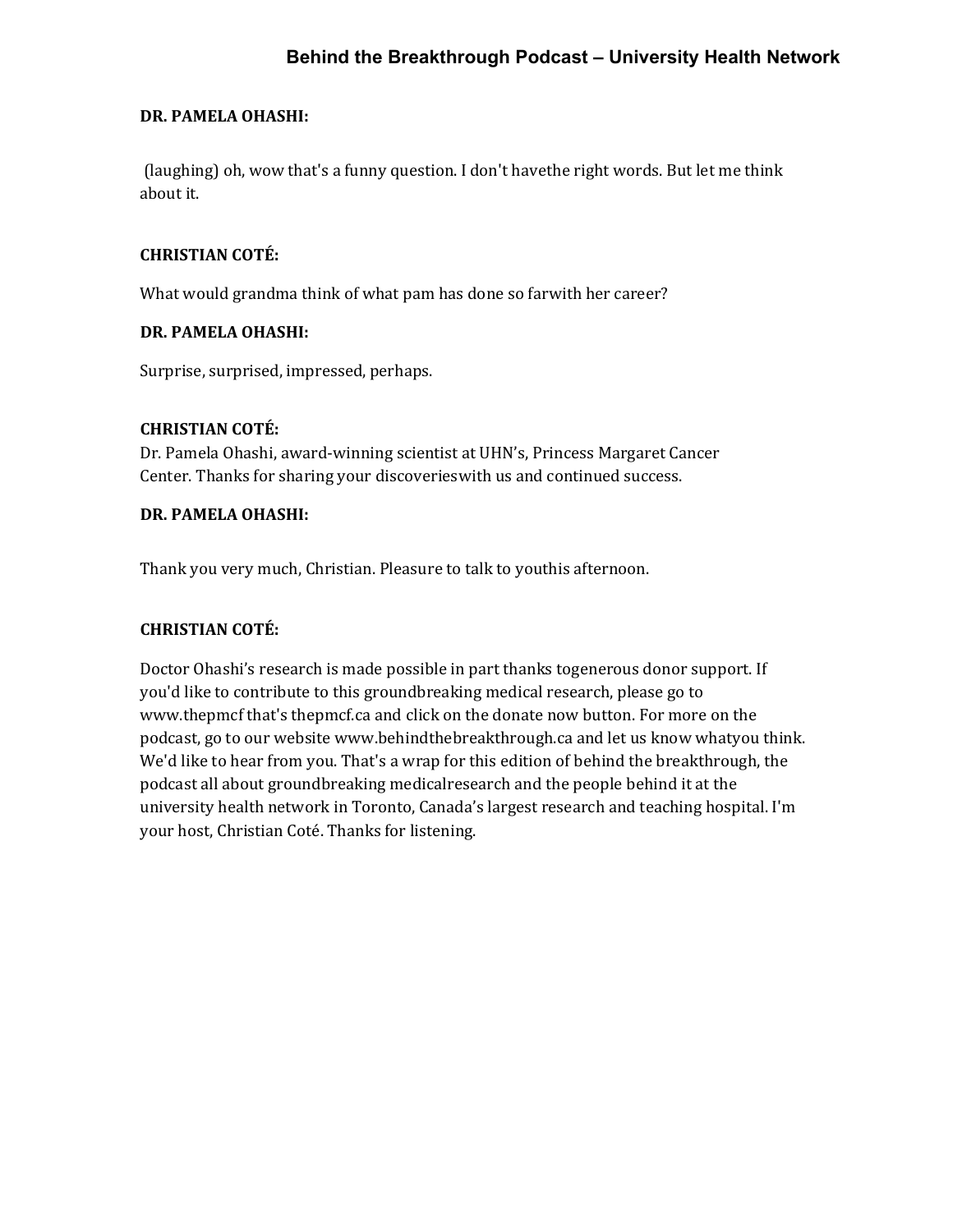**DR. PAMELA OHASHI:**

(laughing) oh, wow that's a funny question. I don't havethe right words. But let me think about it.

**CHRISTIAN COTÉ:**

What would grandma think of what pam has done so farwith her career?

**DR. PAMELA OHASHI:**

Surprise, surprised, impressed, perhaps.

**CHRISTIAN COTÉ:**

Dr. Pamela Ohashi, award-winning scientist at UHN's, Princess Margaret Cancer Center. Thanks for sharing your discoverieswith us and continued success.

**DR. PAMELA OHASHI:**

Thank you very much, Christian. Pleasure to talk to youthis afternoon.

**CHRISTIAN COTÉ:**

Doctor Ohashi's research is made possible in part thanks togenerous donor support. If you'd like to contribute to this groundbreaking medical research, please go to www.thepmcf that's thepmcf.ca and click on the donate now button. For more on the podcast, go to our website www.behindthebreakthrough.ca and let us know whatyou think. We'd like to hear from you. That's a wrap for this edition of behind the breakthrough, the podcast all about groundbreaking medicalresearch and the people behind it at the university health network in Toronto, Canada's largest research and teaching hospital. I'm your host, Christian Coté. Thanks for listening.